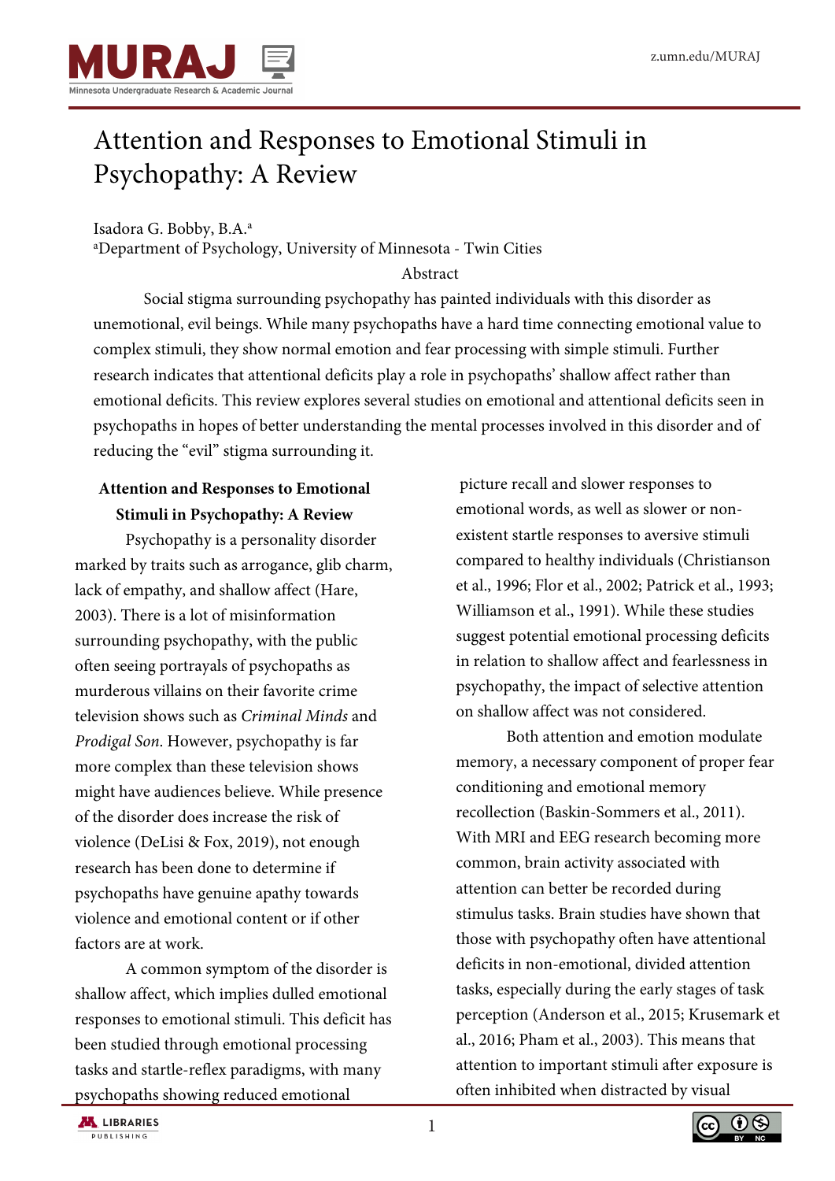# Attention and Responses to Emotional Stimuli in Psychopathy: A Review

Isadora G. Bobby, B.A.[a]

[a]Department of Psychology, University of Minnesota - Twin Cities

## Abstract

Social stigma surrounding psychopathy has painted individuals with this disorder as unemotional, evil beings. While many psychopaths have a hard time connecting emotional value to complex stimuli, they show normal emotion and fear processing with simple stimuli. Further research indicates that attentional deficits play a role in psychopaths' shallow affect rather than emotional deficits. This review explores several studies on emotional and attentional deficits seen in psychopaths in hopes of better understanding the mental processes involved in this disorder and of reducing the "evil" stigma surrounding it.

## Attention and Responses to Emotional Stimuli in Psychopathy: A Review

Psychopathy is a personality disorder marked by traits such as arrogance, glib charm, lack of empathy, and shallow affect (Hare, 2003). There is a lot of misinformation surrounding psychopathy, with the public often seeing portrayals of psychopaths as murderous villains on their favorite crime television shows such as *Criminal Minds* and *Prodigal Son*. However, psychopathy is far more complex than these television shows might have audiences believe. While presence of the disorder does increase the risk of violence (DeLisi & Fox, 2019), not enough research has been done to determine if psychopaths have genuine apathy towards violence and emotional content or if other factors are at work.

A common symptom of the disorder is shallow affect, which implies dulled emotional responses to emotional stimuli. This deficit has been studied through emotional processing tasks and startle-reflex paradigms, with many psychopaths showing reduced emotional picture recall and slower responses to emotional words, as well as slower or non-existent startle responses to aversive stimuli compared to healthy individuals (Christianson et al., 1996; Flor et al., 2002; Patrick et al., 1993; Williamson et al., 1991). While these studies suggest potential emotional processing deficits in relation to shallow affect and fearlessness in psychopathy, the impact of selective attention on shallow affect was not considered.

Both attention and emotion modulate memory, a necessary component of proper fear conditioning and emotional memory recollection (Baskin-Sommers et al., 2011). With MRI and EEG research becoming more common, brain activity associated with attention can better be recorded during stimulus tasks. Brain studies have shown that those with psychopathy often have attentional deficits in non-emotional, divided attention tasks, especially during the early stages of task perception (Anderson et al., 2015; Krusemark et al., 2016; Pham et al., 2003). This means that attention to important stimuli after exposure is often inhibited when distracted by visual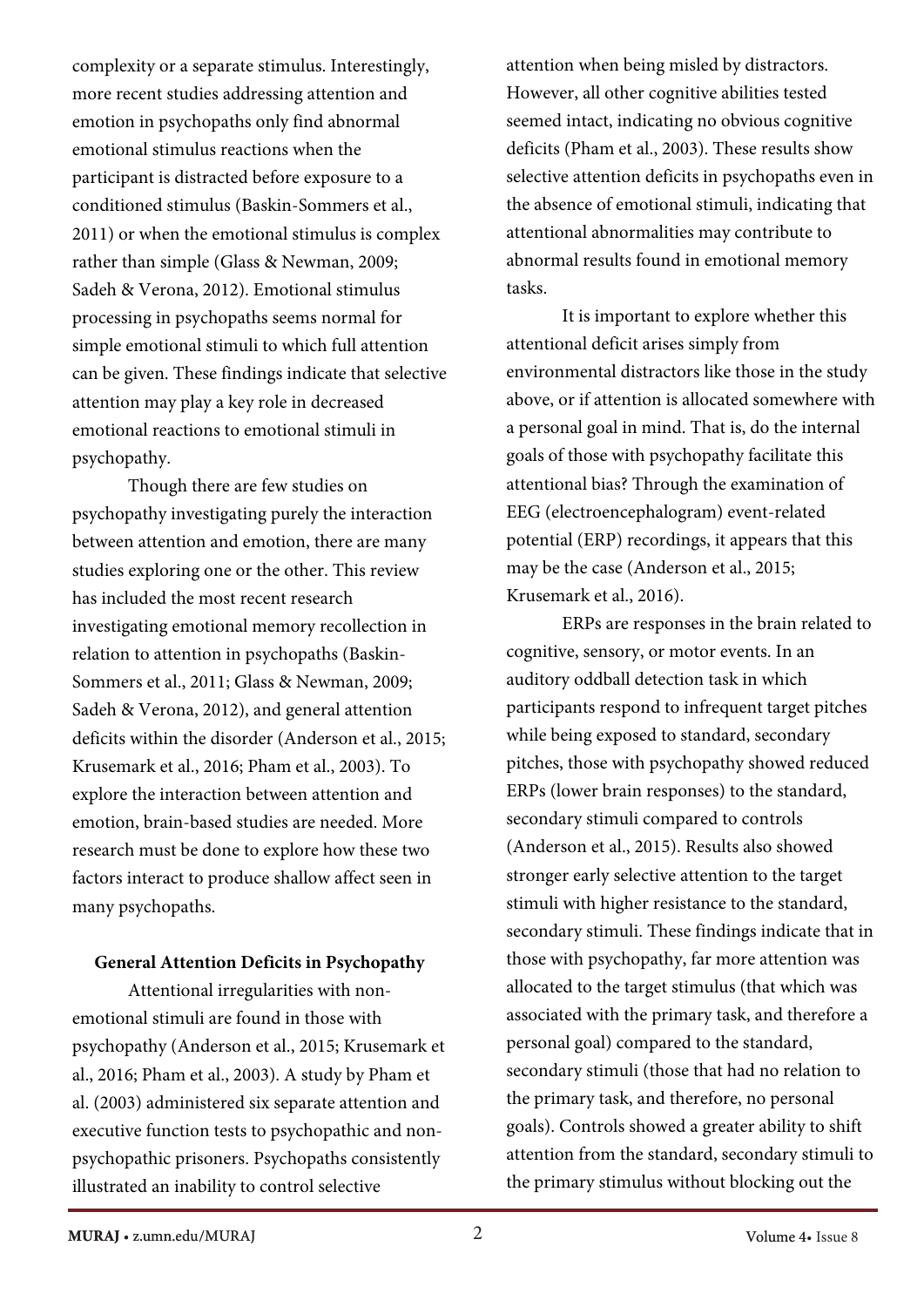complexity or a separate stimulus. Interestingly, more recent studies addressing attention and emotion in psychopaths only find abnormal emotional stimulus reactions when the participant is distracted before exposure to a conditioned stimulus (Baskin-Sommers et al., 2011) or when the emotional stimulus is complex rather than simple (Glass & Newman, 2009; Sadeh & Verona, 2012). Emotional stimulus processing in psychopaths seems normal for simple emotional stimuli to which full attention can be given. These findings indicate that selective attention may play a key role in decreased emotional reactions to emotional stimuli in psychopathy.

Though there are few studies on psychopathy investigating purely the interaction between attention and emotion, there are many studies exploring one or the other. This review has included the most recent research investigating emotional memory recollection in relation to attention in psychopaths (Baskin-Sommers et al., 2011; Glass & Newman, 2009; Sadeh & Verona, 2012), and general attention deficits within the disorder (Anderson et al., 2015; Krusemark et al., 2016; Pham et al., 2003). To explore the interaction between attention and emotion, brain-based studies are needed. More research must be done to explore how these two factors interact to produce shallow affect seen in many psychopaths.

### General Attention Deficits in Psychopathy

Attentional irregularities with non-emotional stimuli are found in those with psychopathy (Anderson et al., 2015; Krusemark et al., 2016; Pham et al., 2003). A study by Pham et al. (2003) administered six separate attention and executive function tests to psychopathic and non-psychopathic prisoners. Psychopaths consistently illustrated an inability to control selective attention when being misled by distractors. However, all other cognitive abilities tested seemed intact, indicating no obvious cognitive deficits (Pham et al., 2003). These results show selective attention deficits in psychopaths even in the absence of emotional stimuli, indicating that attentional abnormalities may contribute to abnormal results found in emotional memory tasks.

It is important to explore whether this attentional deficit arises simply from environmental distractors like those in the study above, or if attention is allocated somewhere with a personal goal in mind. That is, do the internal goals of those with psychopathy facilitate this attentional bias? Through the examination of EEG (electroencephalogram) event-related potential (ERP) recordings, it appears that this may be the case (Anderson et al., 2015; Krusemark et al., 2016).

ERPs are responses in the brain related to cognitive, sensory, or motor events. In an auditory oddball detection task in which participants respond to infrequent target pitches while being exposed to standard, secondary pitches, those with psychopathy showed reduced ERPs (lower brain responses) to the standard, secondary stimuli compared to controls (Anderson et al., 2015). Results also showed stronger early selective attention to the target stimuli with higher resistance to the standard, secondary stimuli. These findings indicate that in those with psychopathy, far more attention was allocated to the target stimulus (that which was associated with the primary task, and therefore a personal goal) compared to the standard, secondary stimuli (those that had no relation to the primary task, and therefore, no personal goals). Controls showed a greater ability to shift attention from the standard, secondary stimuli to the primary stimulus without blocking out the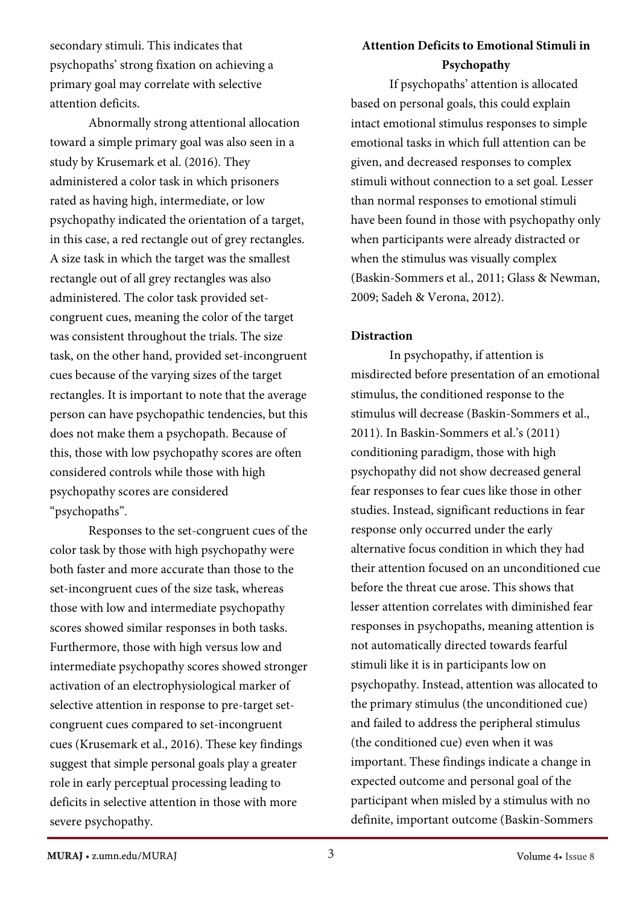secondary stimuli. This indicates that psychopaths' strong fixation on achieving a primary goal may correlate with selective attention deficits.

Abnormally strong attentional allocation toward a simple primary goal was also seen in a study by Krusemark et al. (2016). They administered a color task in which prisoners rated as having high, intermediate, or low psychopathy indicated the orientation of a target, in this case, a red rectangle out of grey rectangles. A size task in which the target was the smallest rectangle out of all grey rectangles was also administered. The color task provided set-congruent cues, meaning the color of the target was consistent throughout the trials. The size task, on the other hand, provided set-incongruent cues because of the varying sizes of the target rectangles. It is important to note that the average person can have psychopathic tendencies, but this does not make them a psychopath. Because of this, those with low psychopathy scores are often considered controls while those with high psychopathy scores are considered "psychopaths".

Responses to the set-congruent cues of the color task by those with high psychopathy were both faster and more accurate than those to the set-incongruent cues of the size task, whereas those with low and intermediate psychopathy scores showed similar responses in both tasks. Furthermore, those with high versus low and intermediate psychopathy scores showed stronger activation of an electrophysiological marker of selective attention in response to pre-target set-congruent cues compared to set-incongruent cues (Krusemark et al., 2016). These key findings suggest that simple personal goals play a greater role in early perceptual processing leading to deficits in selective attention in those with more severe psychopathy.

## Attention Deficits to Emotional Stimuli in Psychopathy

If psychopaths' attention is allocated based on personal goals, this could explain intact emotional stimulus responses to simple emotional tasks in which full attention can be given, and decreased responses to complex stimuli without connection to a set goal. Lesser than normal responses to emotional stimuli have been found in those with psychopathy only when participants were already distracted or when the stimulus was visually complex (Baskin-Sommers et al., 2011; Glass & Newman, 2009; Sadeh & Verona, 2012).

### Distraction

In psychopathy, if attention is misdirected before presentation of an emotional stimulus, the conditioned response to the stimulus will decrease (Baskin-Sommers et al., 2011). In Baskin-Sommers et al.'s (2011) conditioning paradigm, those with high psychopathy did not show decreased general fear responses to fear cues like those in other studies. Instead, significant reductions in fear response only occurred under the early alternative focus condition in which they had their attention focused on an unconditioned cue before the threat cue arose. This shows that lesser attention correlates with diminished fear responses in psychopaths, meaning attention is not automatically directed towards fearful stimuli like it is in participants low on psychopathy. Instead, attention was allocated to the primary stimulus (the unconditioned cue) and failed to address the peripheral stimulus (the conditioned cue) even when it was important. These findings indicate a change in expected outcome and personal goal of the participant when misled by a stimulus with no definite, important outcome (Baskin-Sommers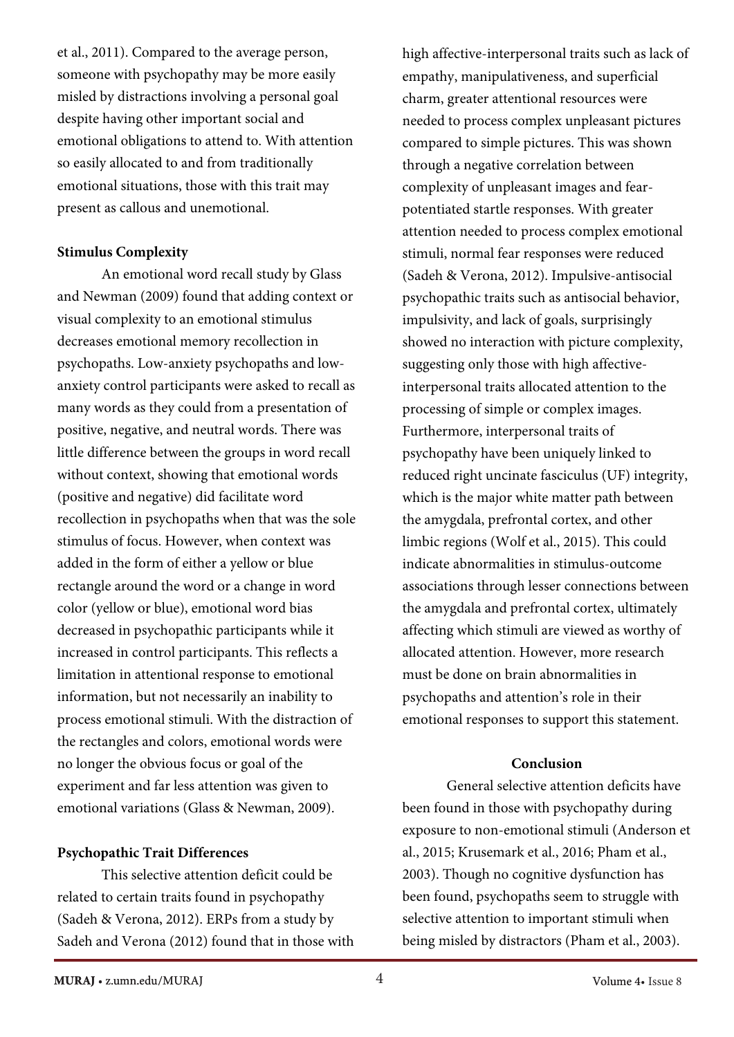et al., 2011). Compared to the average person, someone with psychopathy may be more easily misled by distractions involving a personal goal despite having other important social and emotional obligations to attend to. With attention so easily allocated to and from traditionally emotional situations, those with this trait may present as callous and unemotional.

**Stimulus Complexity**

An emotional word recall study by Glass and Newman (2009) found that adding context or visual complexity to an emotional stimulus decreases emotional memory recollection in psychopaths. Low-anxiety psychopaths and low-anxiety control participants were asked to recall as many words as they could from a presentation of positive, negative, and neutral words. There was little difference between the groups in word recall without context, showing that emotional words (positive and negative) did facilitate word recollection in psychopaths when that was the sole stimulus of focus. However, when context was added in the form of either a yellow or blue rectangle around the word or a change in word color (yellow or blue), emotional word bias decreased in psychopathic participants while it increased in control participants. This reflects a limitation in attentional response to emotional information, but not necessarily an inability to process emotional stimuli. With the distraction of the rectangles and colors, emotional words were no longer the obvious focus or goal of the experiment and far less attention was given to emotional variations (Glass & Newman, 2009).

**Psychopathic Trait Differences**

This selective attention deficit could be related to certain traits found in psychopathy (Sadeh & Verona, 2012). ERPs from a study by Sadeh and Verona (2012) found that in those with high affective-interpersonal traits such as lack of empathy, manipulativeness, and superficial charm, greater attentional resources were needed to process complex unpleasant pictures compared to simple pictures. This was shown through a negative correlation between complexity of unpleasant images and fear-potentiated startle responses. With greater attention needed to process complex emotional stimuli, normal fear responses were reduced (Sadeh & Verona, 2012). Impulsive-antisocial psychopathic traits such as antisocial behavior, impulsivity, and lack of goals, surprisingly showed no interaction with picture complexity, suggesting only those with high affective-interpersonal traits allocated attention to the processing of simple or complex images. Furthermore, interpersonal traits of psychopathy have been uniquely linked to reduced right uncinate fasciculus (UF) integrity, which is the major white matter path between the amygdala, prefrontal cortex, and other limbic regions (Wolf et al., 2015). This could indicate abnormalities in stimulus-outcome associations through lesser connections between the amygdala and prefrontal cortex, ultimately affecting which stimuli are viewed as worthy of allocated attention. However, more research must be done on brain abnormalities in psychopaths and attention's role in their emotional responses to support this statement.

## Conclusion

General selective attention deficits have been found in those with psychopathy during exposure to non-emotional stimuli (Anderson et al., 2015; Krusemark et al., 2016; Pham et al., 2003). Though no cognitive dysfunction has been found, psychopaths seem to struggle with selective attention to important stimuli when being misled by distractors (Pham et al., 2003).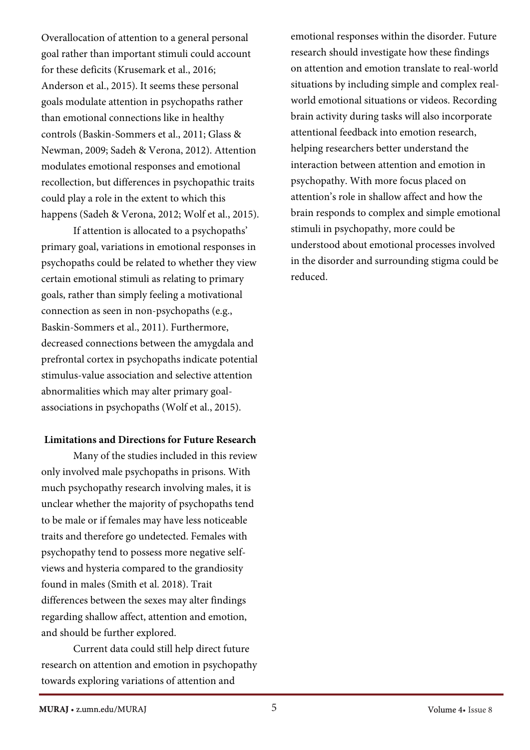Overallocation of attention to a general personal goal rather than important stimuli could account for these deficits (Krusemark et al., 2016; Anderson et al., 2015). It seems these personal goals modulate attention in psychopaths rather than emotional connections like in healthy controls (Baskin-Sommers et al., 2011; Glass & Newman, 2009; Sadeh & Verona, 2012). Attention modulates emotional responses and emotional recollection, but differences in psychopathic traits could play a role in the extent to which this happens (Sadeh & Verona, 2012; Wolf et al., 2015).

If attention is allocated to a psychopaths' primary goal, variations in emotional responses in psychopaths could be related to whether they view certain emotional stimuli as relating to primary goals, rather than simply feeling a motivational connection as seen in non-psychopaths (e.g., Baskin-Sommers et al., 2011). Furthermore, decreased connections between the amygdala and prefrontal cortex in psychopaths indicate potential stimulus-value association and selective attention abnormalities which may alter primary goal-associations in psychopaths (Wolf et al., 2015).

## Limitations and Directions for Future Research

Many of the studies included in this review only involved male psychopaths in prisons. With much psychopathy research involving males, it is unclear whether the majority of psychopaths tend to be male or if females may have less noticeable traits and therefore go undetected. Females with psychopathy tend to possess more negative self-views and hysteria compared to the grandiosity found in males (Smith et al. 2018). Trait differences between the sexes may alter findings regarding shallow affect, attention and emotion, and should be further explored.

Current data could still help direct future research on attention and emotion in psychopathy towards exploring variations of attention and emotional responses within the disorder. Future research should investigate how these findings on attention and emotion translate to real-world situations by including simple and complex real-world emotional situations or videos. Recording brain activity during tasks will also incorporate attentional feedback into emotion research, helping researchers better understand the interaction between attention and emotion in psychopathy. With more focus placed on attention's role in shallow affect and how the brain responds to complex and simple emotional stimuli in psychopathy, more could be understood about emotional processes involved in the disorder and surrounding stigma could be reduced.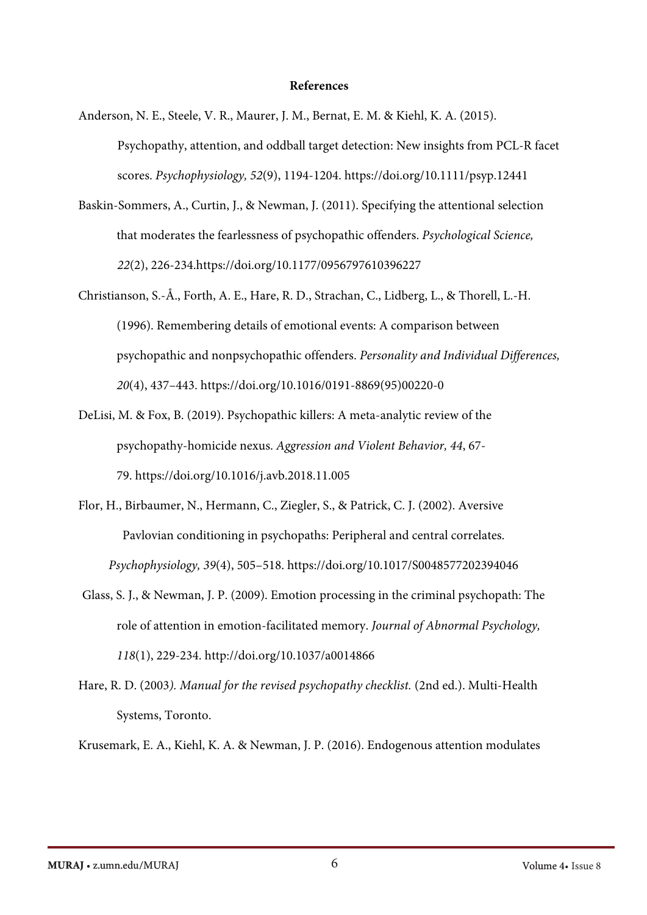**References**

Anderson, N. E., Steele, V. R., Maurer, J. M., Bernat, E. M. & Kiehl, K. A. (2015). Psychopathy, attention, and oddball target detection: New insights from PCL-R facet scores. *Psychophysiology, 52*(9), 1194-1204. https://doi.org/10.1111/psyp.12441

Baskin-Sommers, A., Curtin, J., & Newman, J. (2011). Specifying the attentional selection that moderates the fearlessness of psychopathic offenders. *Psychological Science, 22*(2), 226-234.https://doi.org/10.1177/0956797610396227

Christianson, S.-Å., Forth, A. E., Hare, R. D., Strachan, C., Lidberg, L., & Thorell, L.-H. (1996). Remembering details of emotional events: A comparison between psychopathic and nonpsychopathic offenders. *Personality and Individual Differences, 20*(4), 437–443. https://doi.org/10.1016/0191-8869(95)00220-0

DeLisi, M. & Fox, B. (2019). Psychopathic killers: A meta-analytic review of the psychopathy-homicide nexus. *Aggression and Violent Behavior, 44*, 67-79. https://doi.org/10.1016/j.avb.2018.11.005

Flor, H., Birbaumer, N., Hermann, C., Ziegler, S., & Patrick, C. J. (2002). Aversive Pavlovian conditioning in psychopaths: Peripheral and central correlates. *Psychophysiology, 39*(4), 505–518. https://doi.org/10.1017/S0048577202394046

Glass, S. J., & Newman, J. P. (2009). Emotion processing in the criminal psychopath: The role of attention in emotion-facilitated memory. *Journal of Abnormal Psychology, 118*(1), 229-234. http://doi.org/10.1037/a0014866

Hare, R. D. (2003*). Manual for the revised psychopathy checklist.* (2nd ed.). Multi-Health Systems, Toronto.

Krusemark, E. A., Kiehl, K. A. & Newman, J. P. (2016). Endogenous attention modulates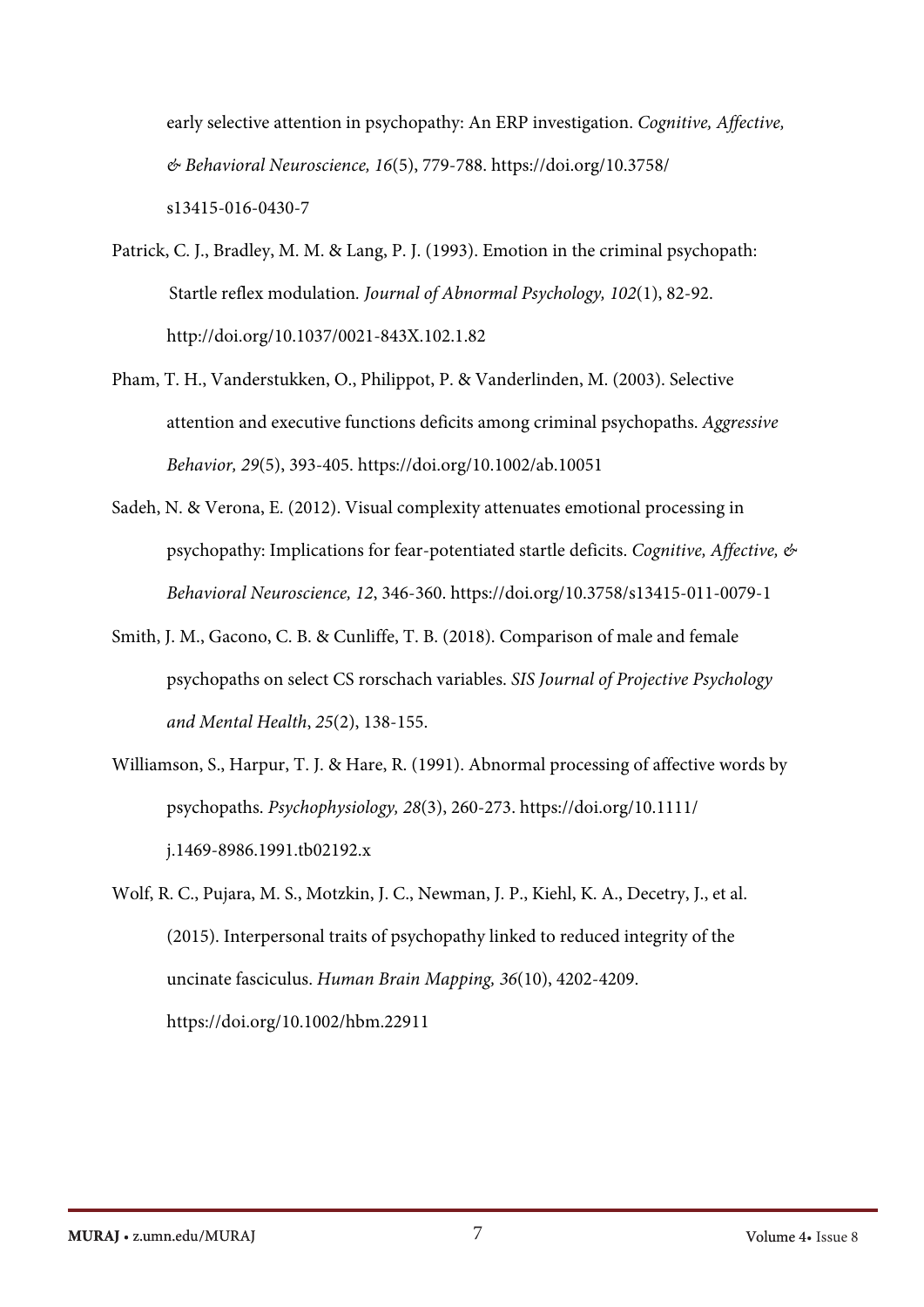early selective attention in psychopathy: An ERP investigation. *Cognitive, Affective, & Behavioral Neuroscience, 16*(5), 779-788. https://doi.org/10.3758/s13415-016-0430-7

Patrick, C. J., Bradley, M. M. & Lang, P. J. (1993). Emotion in the criminal psychopath: Startle reflex modulation. *Journal of Abnormal Psychology, 102*(1), 82-92. http://doi.org/10.1037/0021-843X.102.1.82

Pham, T. H., Vanderstukken, O., Philippot, P. & Vanderlinden, M. (2003). Selective attention and executive functions deficits among criminal psychopaths. *Aggressive Behavior, 29*(5), 393-405. https://doi.org/10.1002/ab.10051

Sadeh, N. & Verona, E. (2012). Visual complexity attenuates emotional processing in psychopathy: Implications for fear-potentiated startle deficits. *Cognitive, Affective, & Behavioral Neuroscience, 12*, 346-360. https://doi.org/10.3758/s13415-011-0079-1

Smith, J. M., Gacono, C. B. & Cunliffe, T. B. (2018). Comparison of male and female psychopaths on select CS rorschach variables. *SIS Journal of Projective Psychology and Mental Health*, *25*(2), 138-155.

Williamson, S., Harpur, T. J. & Hare, R. (1991). Abnormal processing of affective words by psychopaths. *Psychophysiology, 28*(3), 260-273. https://doi.org/10.1111/j.1469-8986.1991.tb02192.x

Wolf, R. C., Pujara, M. S., Motzkin, J. C., Newman, J. P., Kiehl, K. A., Decetry, J., et al. (2015). Interpersonal traits of psychopathy linked to reduced integrity of the uncinate fasciculus. *Human Brain Mapping, 36*(10), 4202-4209. https://doi.org/10.1002/hbm.22911